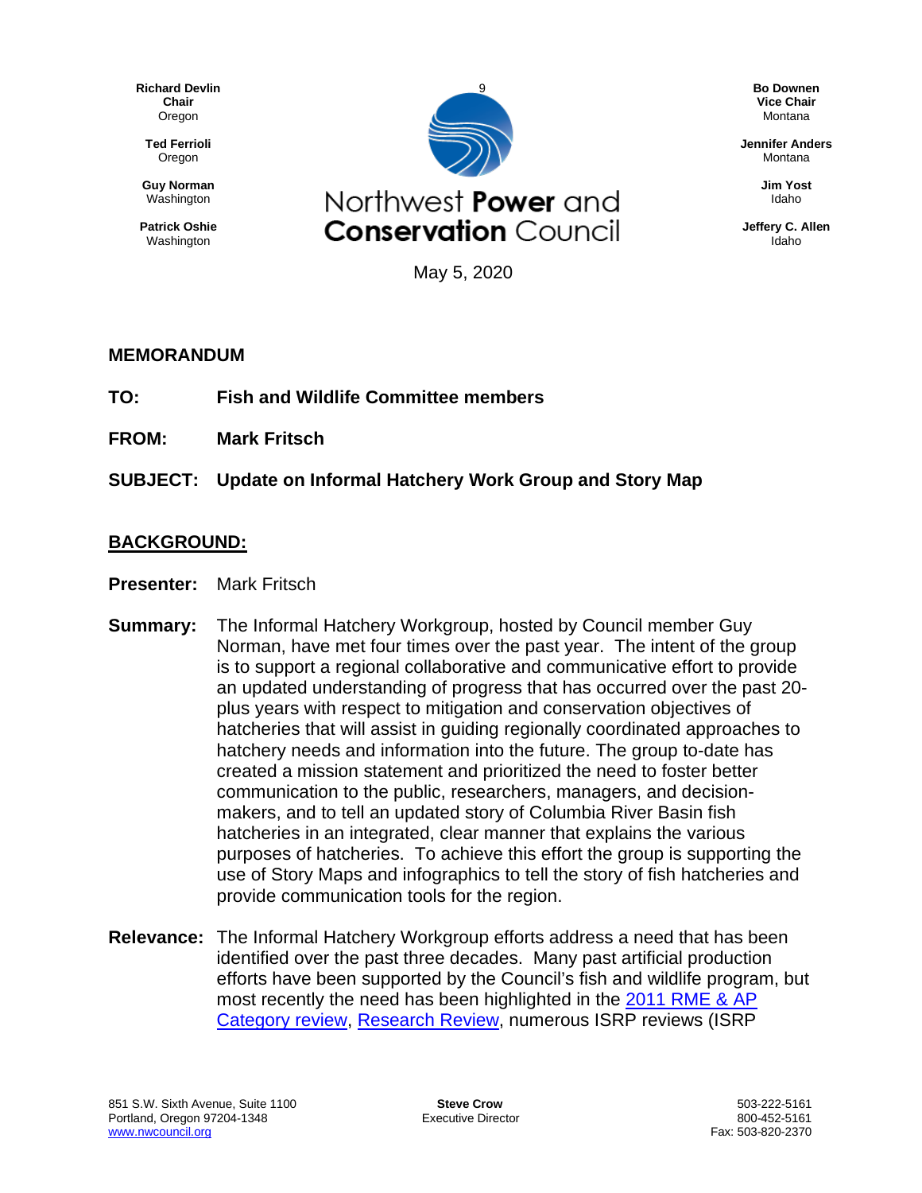Richard Devlin
**Chair**
Oregon

**Ted Ferrioli**
Oregon

**Guy Norman**
Washington

**Patrick Oshie**
Washington

# Northwest Power and Conservation Council

**Bo Downen**
**Vice Chair**
Montana

**Jennifer Anders**
Montana

**Jim Yost**
Idaho

**Jeffery C. Allen**
Idaho

May 5, 2020

## MEMORANDUM

**TO:** **Fish and Wildlife Committee members**

**FROM:** **Mark Fritsch**

**SUBJECT:** **Update on Informal Hatchery Work Group and Story Map**

## BACKGROUND:

**Presenter:** Mark Fritsch

**Summary:** The Informal Hatchery Workgroup, hosted by Council member Guy Norman, have met four times over the past year. The intent of the group is to support a regional collaborative and communicative effort to provide an updated understanding of progress that has occurred over the past 20-plus years with respect to mitigation and conservation objectives of hatcheries that will assist in guiding regionally coordinated approaches to hatchery needs and information into the future. The group to-date has created a mission statement and prioritized the need to foster better communication to the public, researchers, managers, and decision-makers, and to tell an updated story of Columbia River Basin fish hatcheries in an integrated, clear manner that explains the various purposes of hatcheries. To achieve this effort the group is supporting the use of Story Maps and infographics to tell the story of fish hatcheries and provide communication tools for the region.

**Relevance:** The Informal Hatchery Workgroup efforts address a need that has been identified over the past three decades. Many past artificial production efforts have been supported by the Council's fish and wildlife program, but most recently the need has been highlighted in the 2011 RME & AP Category review, Research Review, numerous ISRP reviews (ISRP

851 S.W. Sixth Avenue, Suite 1100
Portland, Oregon 97204-1348
www.nwcouncil.org

**Steve Crow**
Executive Director

503-222-5161
800-452-5161
Fax: 503-820-2370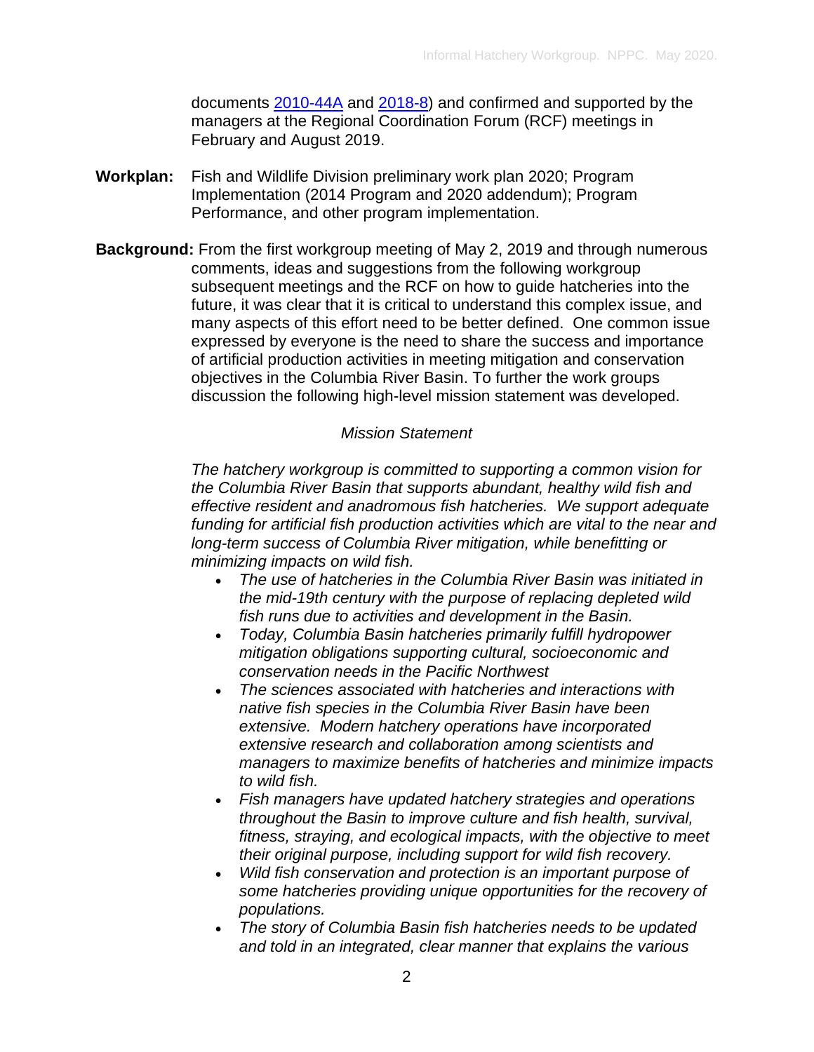documents [2010-44A](2010-44A) and [2018-8](2018-8)) and confirmed and supported by the managers at the Regional Coordination Forum (RCF) meetings in February and August 2019.

**Workplan:** Fish and Wildlife Division preliminary work plan 2020; Program Implementation (2014 Program and 2020 addendum); Program Performance, and other program implementation.

**Background:** From the first workgroup meeting of May 2, 2019 and through numerous comments, ideas and suggestions from the following workgroup subsequent meetings and the RCF on how to guide hatcheries into the future, it was clear that it is critical to understand this complex issue, and many aspects of this effort need to be better defined. One common issue expressed by everyone is the need to share the success and importance of artificial production activities in meeting mitigation and conservation objectives in the Columbia River Basin. To further the work groups discussion the following high-level mission statement was developed.

*Mission Statement*

*The hatchery workgroup is committed to supporting a common vision for the Columbia River Basin that supports abundant, healthy wild fish and effective resident and anadromous fish hatcheries. We support adequate funding for artificial fish production activities which are vital to the near and long-term success of Columbia River mitigation, while benefitting or minimizing impacts on wild fish.*

- *The use of hatcheries in the Columbia River Basin was initiated in the mid-19th century with the purpose of replacing depleted wild fish runs due to activities and development in the Basin.*
- *Today, Columbia Basin hatcheries primarily fulfill hydropower mitigation obligations supporting cultural, socioeconomic and conservation needs in the Pacific Northwest*
- *The sciences associated with hatcheries and interactions with native fish species in the Columbia River Basin have been extensive. Modern hatchery operations have incorporated extensive research and collaboration among scientists and managers to maximize benefits of hatcheries and minimize impacts to wild fish.*
- *Fish managers have updated hatchery strategies and operations throughout the Basin to improve culture and fish health, survival, fitness, straying, and ecological impacts, with the objective to meet their original purpose, including support for wild fish recovery.*
- *Wild fish conservation and protection is an important purpose of some hatcheries providing unique opportunities for the recovery of populations.*
- *The story of Columbia Basin fish hatcheries needs to be updated and told in an integrated, clear manner that explains the various*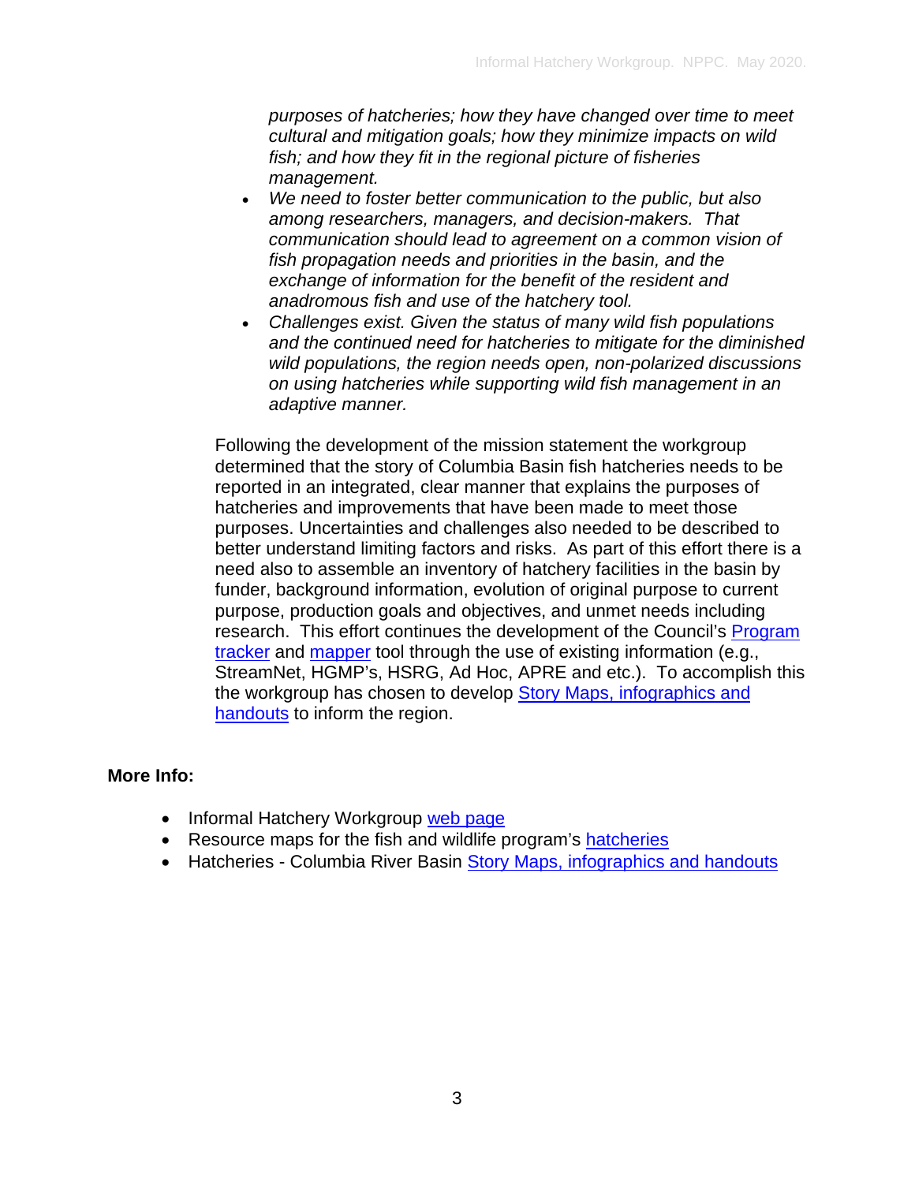*purposes of hatcheries; how they have changed over time to meet cultural and mitigation goals; how they minimize impacts on wild fish; and how they fit in the regional picture of fisheries management.*

- *We need to foster better communication to the public, but also among researchers, managers, and decision-makers. That communication should lead to agreement on a common vision of fish propagation needs and priorities in the basin, and the exchange of information for the benefit of the resident and anadromous fish and use of the hatchery tool.*
- *Challenges exist. Given the status of many wild fish populations and the continued need for hatcheries to mitigate for the diminished wild populations, the region needs open, non-polarized discussions on using hatcheries while supporting wild fish management in an adaptive manner.*

Following the development of the mission statement the workgroup determined that the story of Columbia Basin fish hatcheries needs to be reported in an integrated, clear manner that explains the purposes of hatcheries and improvements that have been made to meet those purposes. Uncertainties and challenges also needed to be described to better understand limiting factors and risks. As part of this effort there is a need also to assemble an inventory of hatchery facilities in the basin by funder, background information, evolution of original purpose to current purpose, production goals and objectives, and unmet needs including research. This effort continues the development of the Council's Program tracker and mapper tool through the use of existing information (e.g., StreamNet, HGMP's, HSRG, Ad Hoc, APRE and etc.). To accomplish this the workgroup has chosen to develop Story Maps, infographics and handouts to inform the region.

**More Info:**

- Informal Hatchery Workgroup web page
- Resource maps for the fish and wildlife program's hatcheries
- Hatcheries - Columbia River Basin Story Maps, infographics and handouts